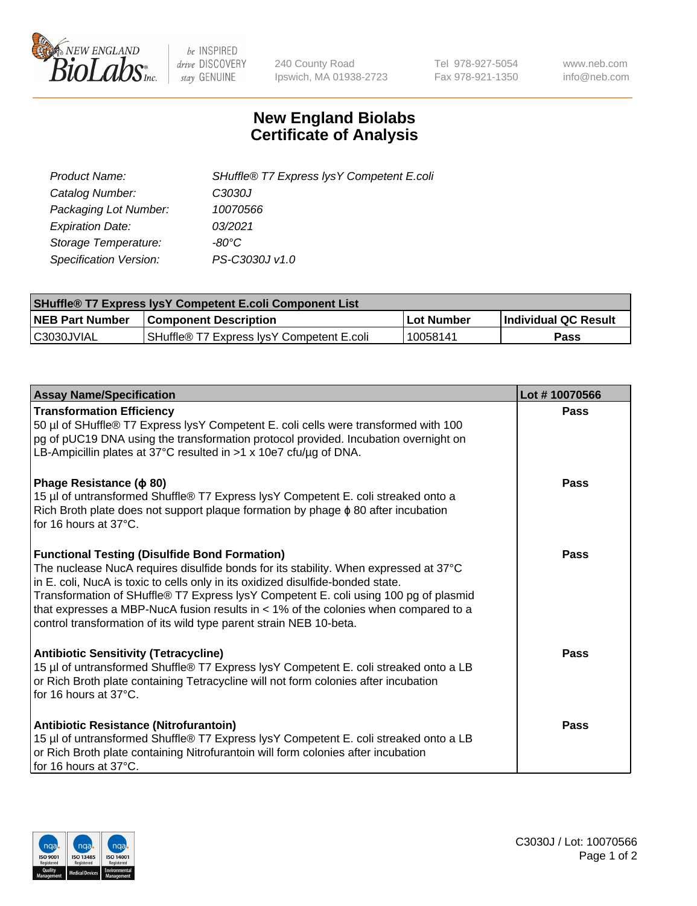# New England Biolabs Certificate of Analysis

| | |
|---|---|
| *Product Name:* | *SHuffle® T7 Express lysY Competent E.coli* |
| *Catalog Number:* | *C3030J* |
| *Packaging Lot Number:* | *10070566* |
| *Expiration Date:* | *03/2021* |
| *Storage Temperature:* | *-80°C* |
| *Specification Version:* | *PS-C3030J v1.0* |

| SHuffle® T7 Express lysY Competent E.coli Component List | | | |
|---|---|---|---|
| **NEB Part Number** | **Component Description** | **Lot Number** | **Individual QC Result** |
| C3030JVIAL | SHuffle® T7 Express lysY Competent E.coli | 10058141 | **Pass** |

| Assay Name/Specification | Lot # 10070566 |
|---|---|
| **Transformation Efficiency**<br>50 µl of SHuffle® T7 Express lysY Competent E. coli cells were transformed with 100 pg of pUC19 DNA using the transformation protocol provided. Incubation overnight on LB-Ampicillin plates at 37°C resulted in >1 x 10e7 cfu/µg of DNA. | **Pass** |
| **Phage Resistance (ϕ 80)**<br>15 µl of untransformed Shuffle® T7 Express lysY Competent E. coli streaked onto a Rich Broth plate does not support plaque formation by phage ϕ 80 after incubation for 16 hours at 37°C. | **Pass** |
| **Functional Testing (Disulfide Bond Formation)**<br>The nuclease NucA requires disulfide bonds for its stability. When expressed at 37°C in E. coli, NucA is toxic to cells only in its oxidized disulfide-bonded state. Transformation of SHuffle® T7 Express lysY Competent E. coli using 100 pg of plasmid that expresses a MBP-NucA fusion results in < 1% of the colonies when compared to a control transformation of its wild type parent strain NEB 10-beta. | **Pass** |
| **Antibiotic Sensitivity (Tetracycline)**<br>15 µl of untransformed Shuffle® T7 Express lysY Competent E. coli streaked onto a LB or Rich Broth plate containing Tetracycline will not form colonies after incubation for 16 hours at 37°C. | **Pass** |
| **Antibiotic Resistance (Nitrofurantoin)**<br>15 µl of untransformed Shuffle® T7 Express lysY Competent E. coli streaked onto a LB or Rich Broth plate containing Nitrofurantoin will form colonies after incubation for 16 hours at 37°C. | **Pass** |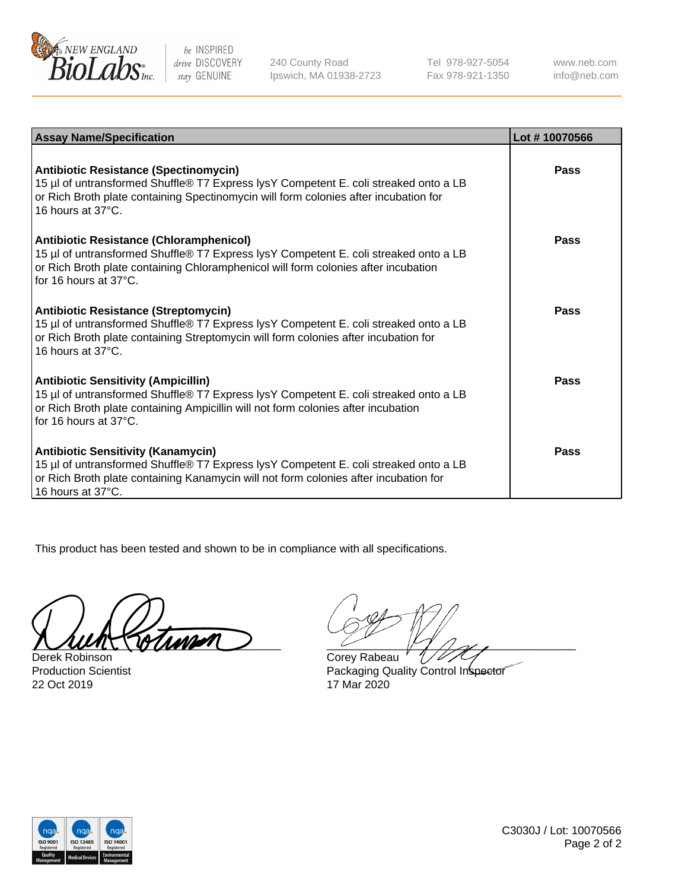| Assay Name/Specification | Lot # 10070566 |
|---|---|
| **Antibiotic Resistance (Spectinomycin)**<br>15 µl of untransformed Shuffle® T7 Express lysY Competent E. coli streaked onto a LB or Rich Broth plate containing Spectinomycin will form colonies after incubation for 16 hours at 37°C. | **Pass** |
| **Antibiotic Resistance (Chloramphenicol)**<br>15 µl of untransformed Shuffle® T7 Express lysY Competent E. coli streaked onto a LB or Rich Broth plate containing Chloramphenicol will form colonies after incubation for 16 hours at 37°C. | **Pass** |
| **Antibiotic Resistance (Streptomycin)**<br>15 µl of untransformed Shuffle® T7 Express lysY Competent E. coli streaked onto a LB or Rich Broth plate containing Streptomycin will form colonies after incubation for 16 hours at 37°C. | **Pass** |
| **Antibiotic Sensitivity (Ampicillin)**<br>15 µl of untransformed Shuffle® T7 Express lysY Competent E. coli streaked onto a LB or Rich Broth plate containing Ampicillin will not form colonies after incubation for 16 hours at 37°C. | **Pass** |
| **Antibiotic Sensitivity (Kanamycin)**<br>15 µl of untransformed Shuffle® T7 Express lysY Competent E. coli streaked onto a LB or Rich Broth plate containing Kanamycin will not form colonies after incubation for 16 hours at 37°C. | **Pass** |

This product has been tested and shown to be in compliance with all specifications.

Derek Robinson
Production Scientist
22 Oct 2019

Corey Rabeau
Packaging Quality Control Inspector
17 Mar 2020

C3030J / Lot: 10070566